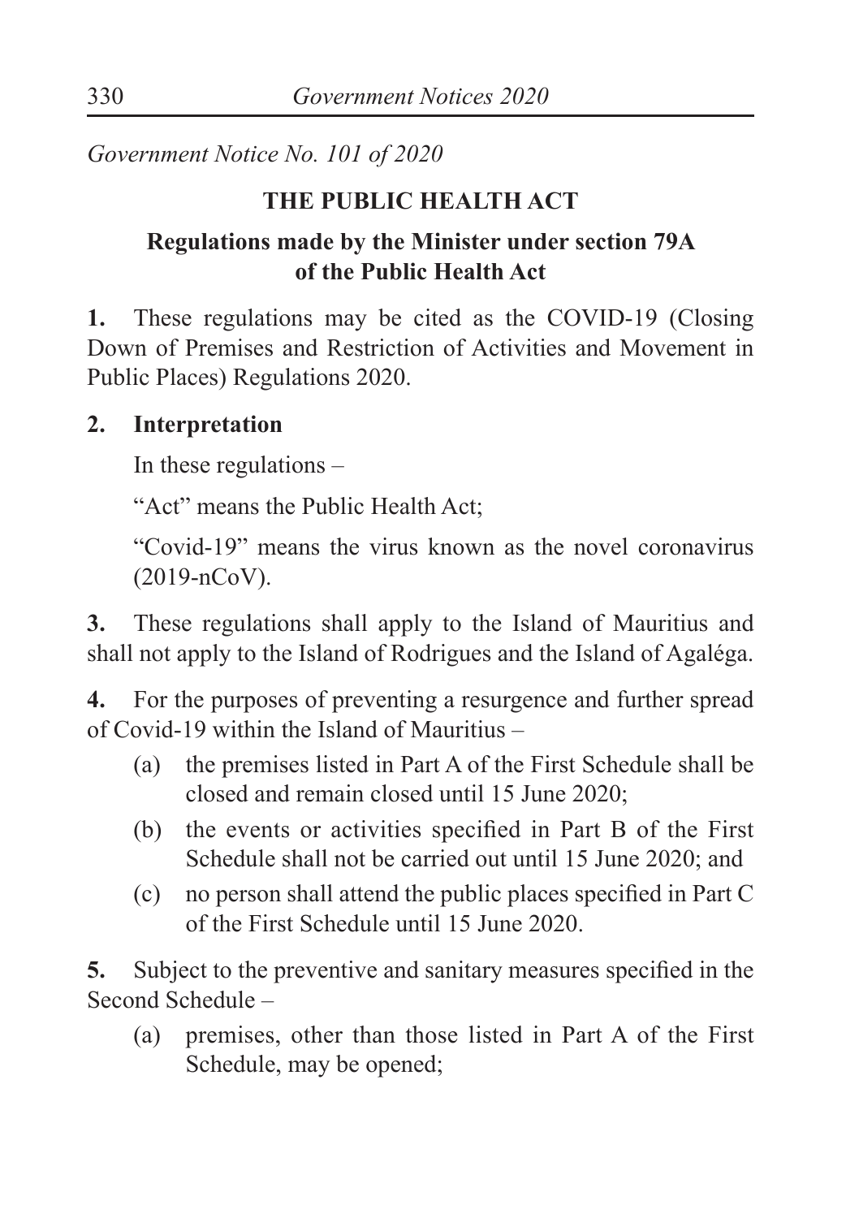*Government Notice No. 101 of 2020*

# THE PUBLIC HEALTH ACT

## Regulations made by the Minister under section 79A of the Public Health Act

**1.** These regulations may be cited as the COVID-19 (Closing Down of Premises and Restriction of Activities and Movement in Public Places) Regulations 2020.

**2. Interpretation**

In these regulations –

"Act" means the Public Health Act;

"Covid-19" means the virus known as the novel coronavirus (2019-nCoV).

**3.** These regulations shall apply to the Island of Mauritius and shall not apply to the Island of Rodrigues and the Island of Agaléga.

**4.** For the purposes of preventing a resurgence and further spread of Covid-19 within the Island of Mauritius –

- (a) the premises listed in Part A of the First Schedule shall be closed and remain closed until 15 June 2020;
- (b) the events or activities specified in Part B of the First Schedule shall not be carried out until 15 June 2020; and
- (c) no person shall attend the public places specified in Part C of the First Schedule until 15 June 2020.

**5.** Subject to the preventive and sanitary measures specified in the Second Schedule –

- (a) premises, other than those listed in Part A of the First Schedule, may be opened;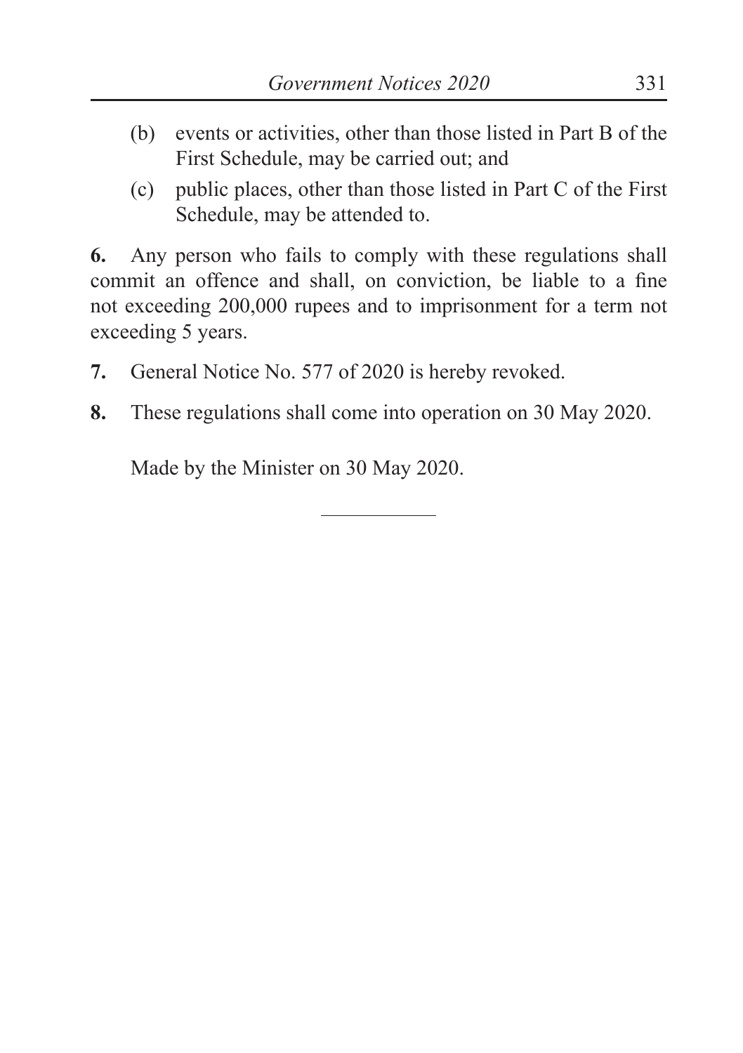(b) events or activities, other than those listed in Part B of the First Schedule, may be carried out; and

(c) public places, other than those listed in Part C of the First Schedule, may be attended to.

**6.** Any person who fails to comply with these regulations shall commit an offence and shall, on conviction, be liable to a fine not exceeding 200,000 rupees and to imprisonment for a term not exceeding 5 years.

**7.** General Notice No. 577 of 2020 is hereby revoked.

**8.** These regulations shall come into operation on 30 May 2020.

Made by the Minister on 30 May 2020.

---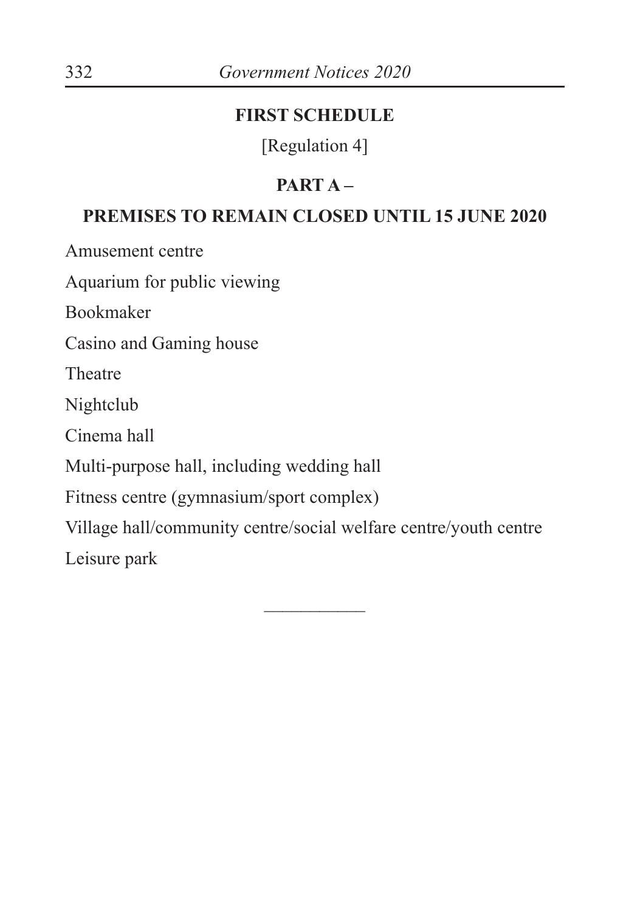## FIRST SCHEDULE

[Regulation 4]

### PART A –

### PREMISES TO REMAIN CLOSED UNTIL 15 JUNE 2020

Amusement centre

Aquarium for public viewing

Bookmaker

Casino and Gaming house

Theatre

Nightclub

Cinema hall

Multi-purpose hall, including wedding hall

Fitness centre (gymnasium/sport complex)

Village hall/community centre/social welfare centre/youth centre

Leisure park

---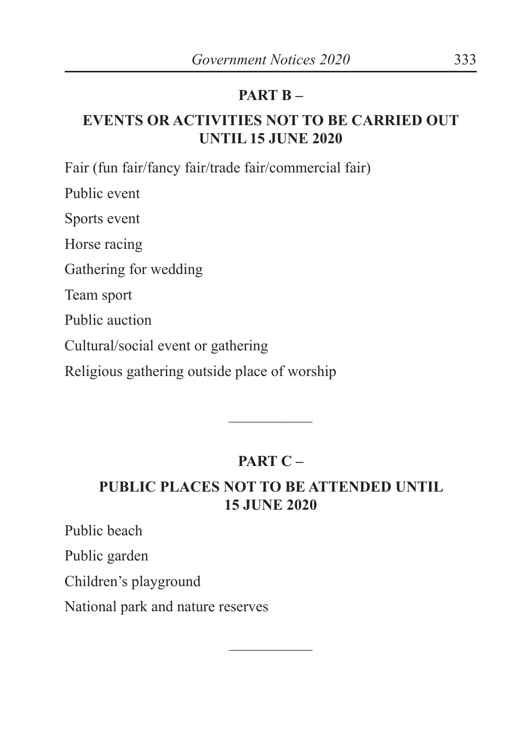## PART B –

## EVENTS OR ACTIVITIES NOT TO BE CARRIED OUT UNTIL 15 JUNE 2020

Fair (fun fair/fancy fair/trade fair/commercial fair)

Public event

Sports event

Horse racing

Gathering for wedding

Team sport

Public auction

Cultural/social event or gathering

Religious gathering outside place of worship

---

## PART C –

## PUBLIC PLACES NOT TO BE ATTENDED UNTIL 15 JUNE 2020

Public beach

Public garden

Children's playground

National park and nature reserves

---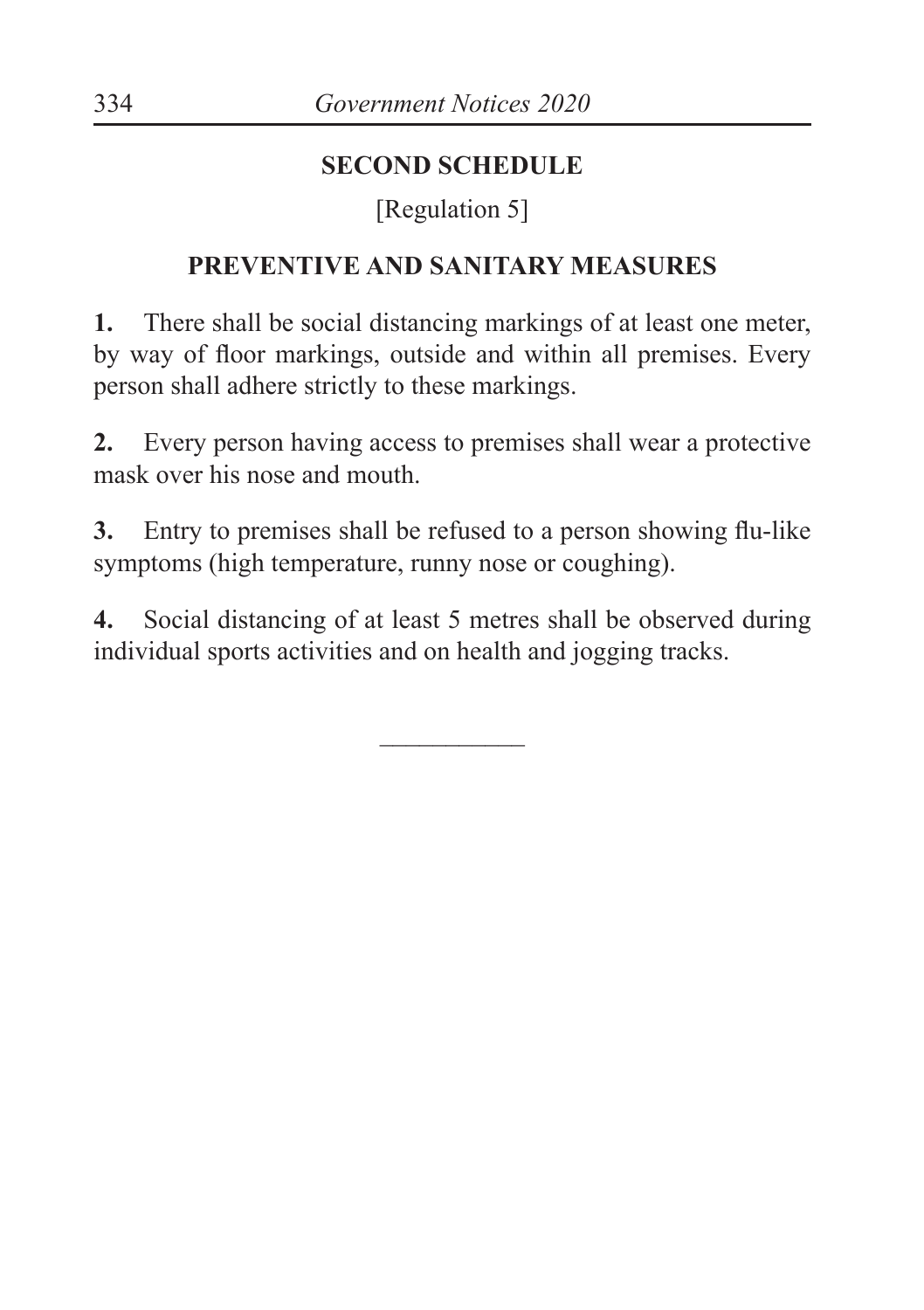## SECOND SCHEDULE

[Regulation 5]

## PREVENTIVE AND SANITARY MEASURES

**1.** There shall be social distancing markings of at least one meter, by way of floor markings, outside and within all premises. Every person shall adhere strictly to these markings.

**2.** Every person having access to premises shall wear a protective mask over his nose and mouth.

**3.** Entry to premises shall be refused to a person showing flu-like symptoms (high temperature, runny nose or coughing).

**4.** Social distancing of at least 5 metres shall be observed during individual sports activities and on health and jogging tracks.

---